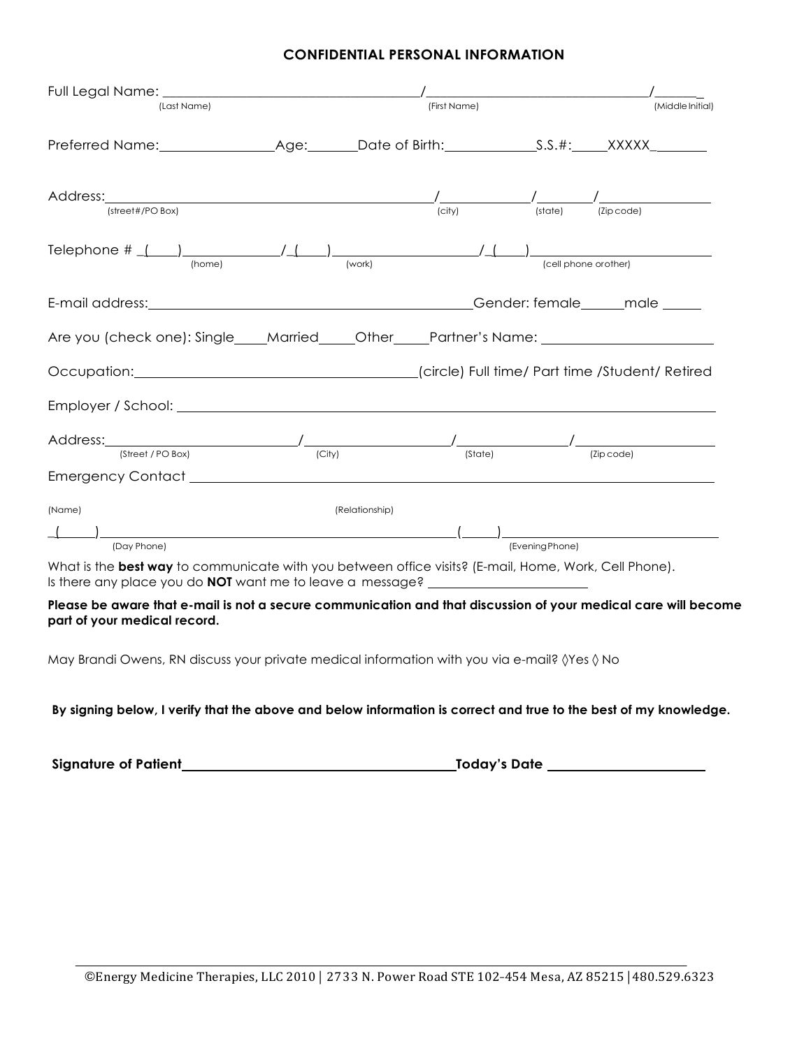## CONFIDENTIAL PERSONAL INFORMATION

Full Legal Name: ____________________________________/_______________________________/______
(Last Name) (First Name) (Middle Initial)

Preferred Name:________________Age:_______Date of Birth:_____________S.S.#:_____XXXXX_______

Address:_______________________________________________/____________/_______/_______________
(street#/PO Box) (city) (state) (Zip code)

Telephone # _(____)_____________/_(____)____________________/_(____)________________________
(home) (work) (cell phone orother)

E-mail address:_____________________________________________Gender: female______male _____

Are you (check one): Single____Married_____Other_____Partner's Name: ______________________

Occupation:_______________________________________(circle) Full time/ Part time /Student/ Retired

Employer / School: _________________________________________________________________________

Address:_________________________/____________________/_______________/__________________
(Street / PO Box) (City) (State) (Zip code)

Emergency Contact ________________________________________________________________________

(Name) (Relationship)

_(_____)______________________________________________(_____)__________________________
(Day Phone) (Evening Phone)

What is the **best way** to communicate with you between office visits? (E-mail, Home, Work, Cell Phone).
Is there any place you do **NOT** want me to leave a message? ________________________

**Please be aware that e-mail is not a secure communication and that discussion of your medical care will become part of your medical record.**

May Brandi Owens, RN discuss your private medical information with you via e-mail? ◊Yes ◊ No

**By signing below, I verify that the above and below information is correct and true to the best of my knowledge.**

**Signature of Patient**________________________________________**Today's Date** _____________________

©Energy Medicine Therapies, LLC 2010 | 2733 N. Power Road STE 102-454 Mesa, AZ 85215 | 480.529.6323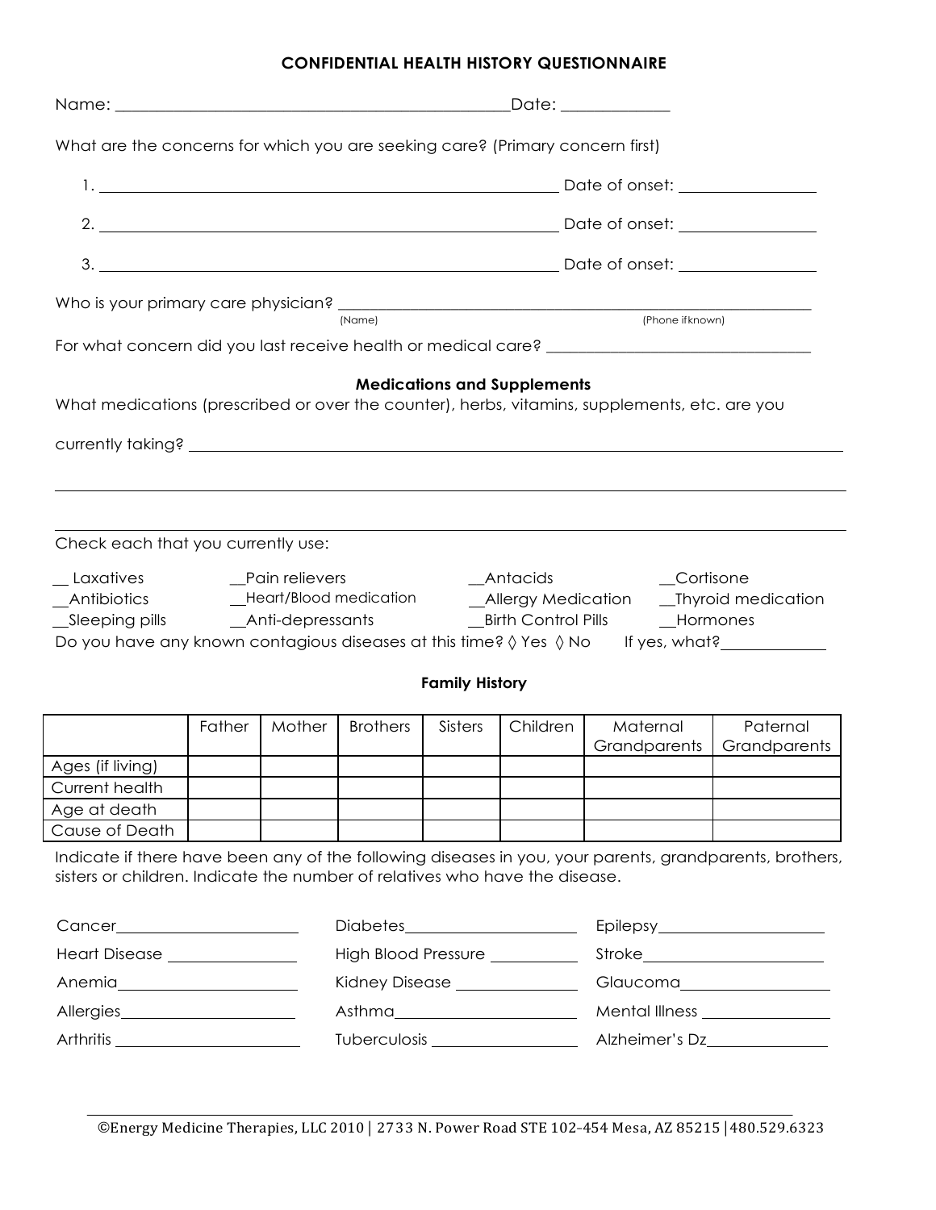## CONFIDENTIAL HEALTH HISTORY QUESTIONNAIRE

Name: ______________________________________________Date: _____________

What are the concerns for which you are seeking care? (Primary concern first)

1. ____________________________________________________ Date of onset: ________________

2. ____________________________________________________ Date of onset: ________________

3. ____________________________________________________ Date of onset: ________________

Who is your primary care physician? ________________________________________________________
(Name) (Phone if known)

For what concern did you last receive health or medical care? ________________________________

### Medications and Supplements

What medications (prescribed or over the counter), herbs, vitamins, supplements, etc. are you currently taking? ________________________________________________________________

________________________________________________________________________________

________________________________________________________________________________

Check each that you currently use:

__ Laxatives __Pain relievers __Antacids __Cortisone
__Antibiotics __Heart/Blood medication __Allergy Medication __Thyroid medication
__Sleeping pills __Anti-depressants __Birth Control Pills __Hormones

Do you have any known contagious diseases at this time? ◊ Yes ◊ No If yes, what?____________

### Family History

| | Father | Mother | Brothers | Sisters | Children | Maternal Grandparents | Paternal Grandparents |
|---|---|---|---|---|---|---|---|
| Ages (if living) | | | | | | | |
| Current health | | | | | | | |
| Age at death | | | | | | | |
| Cause of Death | | | | | | | |

Indicate if there have been any of the following diseases in you, your parents, grandparents, brothers, sisters or children. Indicate the number of relatives who have the disease.

Cancer______________________ Diabetes____________________ Epilepsy____________________

Heart Disease _______________ High Blood Pressure __________ Stroke______________________

Anemia_____________________ Kidney Disease _______________ Glaucoma__________________

Allergies____________________ Asthma______________________ Mental Illness ________________

Arthritis _____________________ Tuberculosis __________________ Alzheimer's Dz_______________

©Energy Medicine Therapies, LLC 2010 | 2733 N. Power Road STE 102-454 Mesa, AZ 85215 |480.529.6323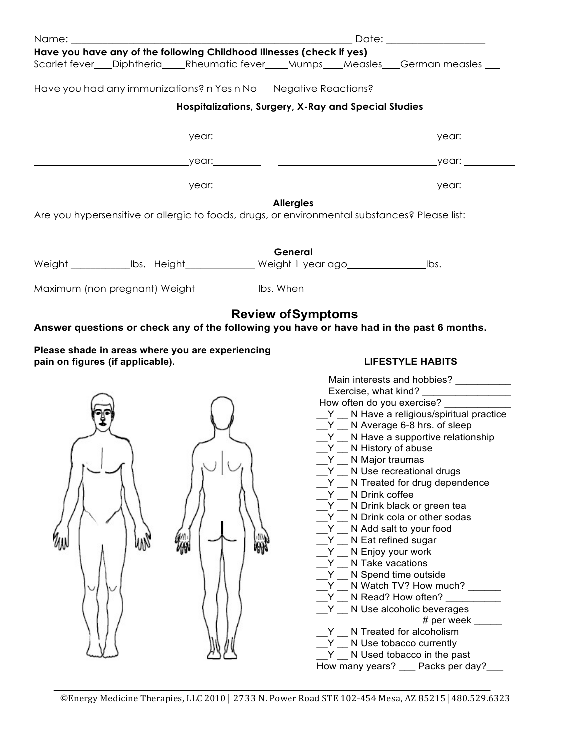Name: ______________________________________________ Date: ________________

**Have you have any of the following Childhood Illnesses (check if yes)**

Scarlet fever___Diphtheria____Rheumatic fever____Mumps____Measles___German measles ___

Have you had any immunizations? n Yes n No    Negative Reactions? ______________________

### Hospitalizations, Surgery, X-Ray and Special Studies

__________________________year:________    __________________________year: ________

__________________________year:________    __________________________year: ________

__________________________year:________    __________________________year: ________

### Allergies

Are you hypersensitive or allergic to foods, drugs, or environmental substances? Please list:

_____________________________________________________________________________

### General

Weight __________lbs. Height____________ Weight 1 year ago_____________lbs.

Maximum (non pregnant) Weight__________lbs. When ______________________

## Review of Symptoms

**Answer questions or check any of the following you have or have had in the past 6 months.**

**Please shade in areas where you are experiencing pain on figures (if applicable).**

### LIFESTYLE HABITS

Main interests and hobbies? __________
Exercise, what kind? ________________
How often do you exercise? ____________

- __Y __ N Have a religious/spiritual practice
- __Y __ N Average 6-8 hrs. of sleep
- __Y __ N Have a supportive relationship
- __Y __ N History of abuse
- __Y __ N Major traumas
- __Y __ N Use recreational drugs
- __Y __ N Treated for drug dependence
- __Y __ N Drink coffee
- __Y __ N Drink black or green tea
- __Y __ N Drink cola or other sodas
- __Y __ N Add salt to your food
- __Y __ N Eat refined sugar
- __Y __ N Enjoy your work
- __Y __ N Take vacations
- __Y __ N Spend time outside
- __Y __ N Watch TV? How much? ______
- __Y __ N Read? How often? __________
- __Y __ N Use alcoholic beverages # per week _____
- __Y __ N Treated for alcoholism
- __Y __ N Use tobacco currently
- __Y __ N Used tobacco in the past

How many years? ___ Packs per day?___

©Energy Medicine Therapies, LLC 2010 | 2733 N. Power Road STE 102-454 Mesa, AZ 85215 | 480.529.6323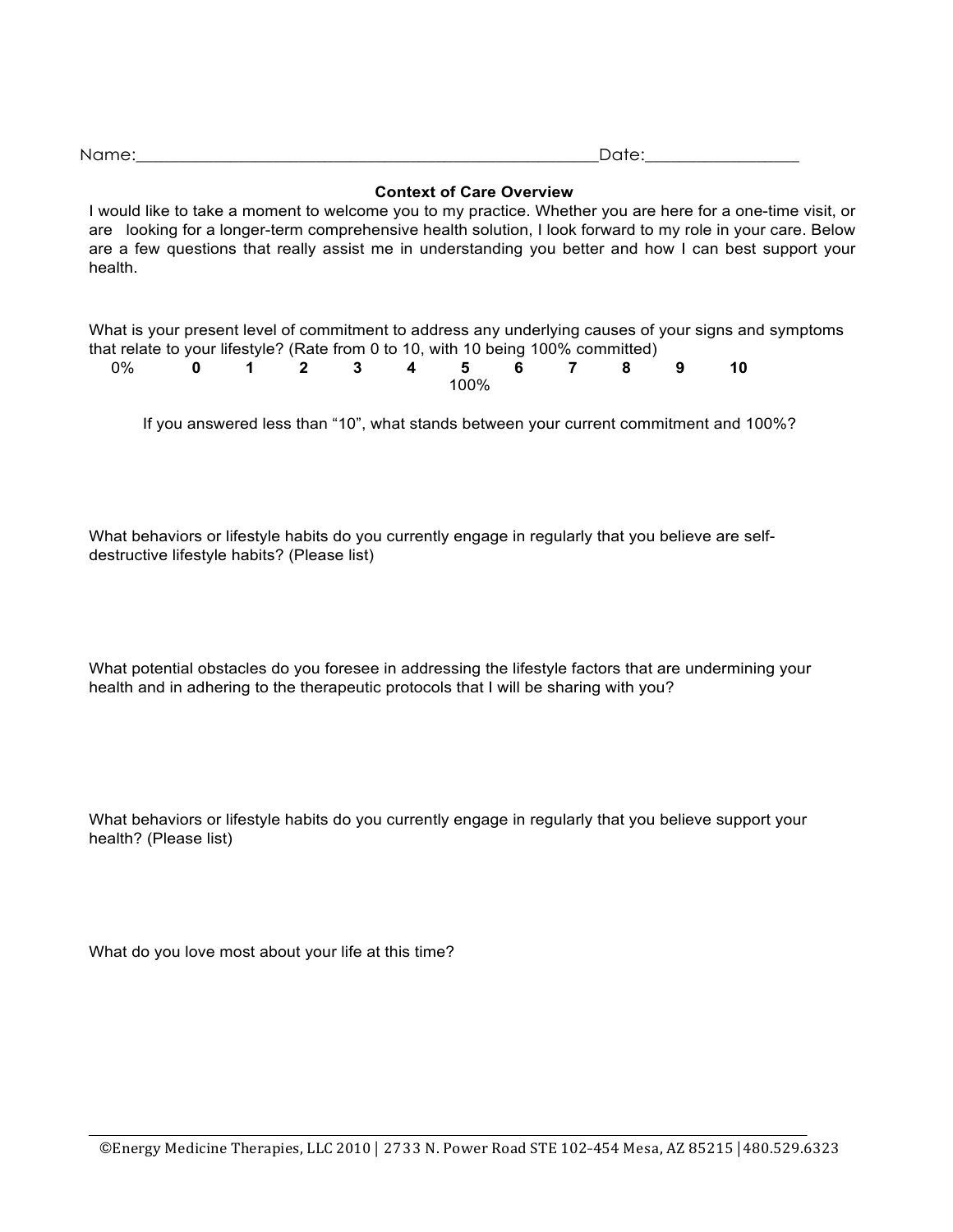Name:\_\_\_\_\_\_\_\_\_\_\_\_\_\_\_\_\_\_\_\_\_\_\_\_\_\_\_\_\_\_\_\_\_\_\_\_\_\_\_\_\_\_\_\_\_\_\_\_\_\_\_\_Date:\_\_\_\_\_\_\_\_\_\_\_\_\_\_\_\_\_

**Context of Care Overview**

I would like to take a moment to welcome you to my practice. Whether you are here for a one-time visit, or are looking for a longer-term comprehensive health solution, I look forward to my role in your care. Below are a few questions that really assist me in understanding you better and how I can best support your health.

What is your present level of commitment to address any underlying causes of your signs and symptoms that relate to your lifestyle? (Rate from 0 to 10, with 10 being 100% committed)

0% **0 1 2 3 4 5 6 7 8 9 10** 100%

If you answered less than "10", what stands between your current commitment and 100%?

What behaviors or lifestyle habits do you currently engage in regularly that you believe are self-destructive lifestyle habits? (Please list)

What potential obstacles do you foresee in addressing the lifestyle factors that are undermining your health and in adhering to the therapeutic protocols that I will be sharing with you?

What behaviors or lifestyle habits do you currently engage in regularly that you believe support your health? (Please list)

What do you love most about your life at this time?

©Energy Medicine Therapies, LLC 2010 | 2733 N. Power Road STE 102-454 Mesa, AZ 85215 | 480.529.6323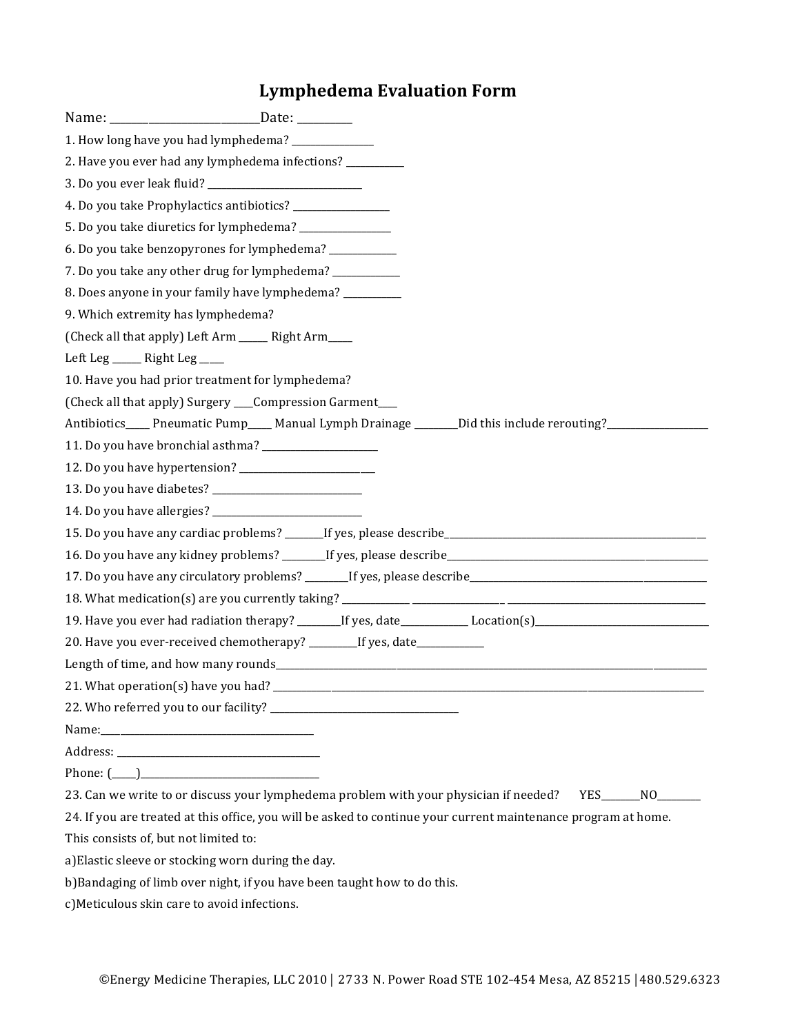# Lymphedema Evaluation Form

Name: ___________________________Date: __________

1. How long have you had lymphedema? ________________

2. Have you ever had any lymphedema infections? ____________

3. Do you ever leak fluid? ________________________________

4. Do you take Prophylactics antibiotics? ___________________

5. Do you take diuretics for lymphedema? __________________

6. Do you take benzopyrones for lymphedema? ______________

7. Do you take any other drug for lymphedema? ______________

8. Does anyone in your family have lymphedema? ____________

9. Which extremity has lymphedema?

(Check all that apply) Left Arm ______ Right Arm_____

Left Leg ______ Right Leg _____

10. Have you had prior treatment for lymphedema?

(Check all that apply) Surgery ____Compression Garment____

Antibiotics_____ Pneumatic Pump_____ Manual Lymph Drainage _________Did this include rerouting?_____________________

11. Do you have bronchial asthma? ________________________

12. Do you have hypertension? ____________________________

13. Do you have diabetes? ________________________________

14. Do you have allergies? ________________________________

15. Do you have any cardiac problems? ________If yes, please describe_________________________________________________________

16. Do you have any kidney problems? _________If yes, please describe_________________________________________________________

17. Do you have any circulatory problems? _________If yes, please describe_______________________________________________________

18. What medication(s) are you currently taking? ______________ ___________________ ___________________________________________

19. Have you ever had radiation therapy? _________If yes, date______________ Location(s)____________________________________

20. Have you ever-received chemotherapy? __________If yes, date______________

Length of time, and how many rounds_____________________________________________________________________________________________

21. What operation(s) have you had? _________________________________________________________________________________________

22. Who referred you to our facility? ______________________________________

Name:____________________________________________

Address: __________________________________________

Phone: (_____)______________________________________

23. Can we write to or discuss your lymphedema problem with your physician if needed? YES________NO_________

24. If you are treated at this office, you will be asked to continue your current maintenance program at home.

This consists of, but not limited to:

a)Elastic sleeve or stocking worn during the day.

b)Bandaging of limb over night, if you have been taught how to do this.

c)Meticulous skin care to avoid infections.

©Energy Medicine Therapies, LLC 2010 | 2733 N. Power Road STE 102-454 Mesa, AZ 85215 |480.529.6323